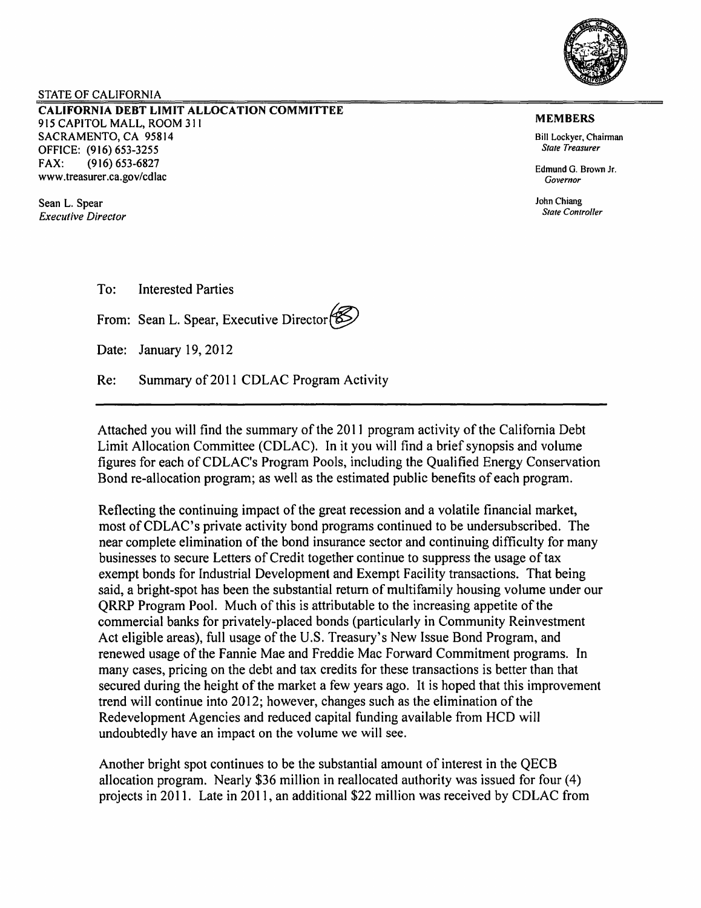STATE OF CALIFORNIA

**CALIFORNIA DEBT LIMIT ALLOCATION COMMITTEE**
915 CAPITOL MALL, ROOM 311
SACRAMENTO, CA 95814
OFFICE: (916) 653-3255
FAX: (916) 653-6827
www.treasurer.ca.gov/cdlac

Sean L. Spear
*Executive Director*

**MEMBERS**

Bill Lockyer, Chairman
*State Treasurer*

Edmund G. Brown Jr.
*Governor*

John Chiang
*State Controller*

To: Interested Parties

From: Sean L. Spear, Executive Director

Date: January 19, 2012

Re: Summary of 2011 CDLAC Program Activity

---

Attached you will find the summary of the 2011 program activity of the California Debt Limit Allocation Committee (CDLAC). In it you will find a brief synopsis and volume figures for each of CDLAC's Program Pools, including the Qualified Energy Conservation Bond re-allocation program; as well as the estimated public benefits of each program.

Reflecting the continuing impact of the great recession and a volatile financial market, most of CDLAC's private activity bond programs continued to be undersubscribed. The near complete elimination of the bond insurance sector and continuing difficulty for many businesses to secure Letters of Credit together continue to suppress the usage of tax exempt bonds for Industrial Development and Exempt Facility transactions. That being said, a bright-spot has been the substantial return of multifamily housing volume under our QRRP Program Pool. Much of this is attributable to the increasing appetite of the commercial banks for privately-placed bonds (particularly in Community Reinvestment Act eligible areas), full usage of the U.S. Treasury's New Issue Bond Program, and renewed usage of the Fannie Mae and Freddie Mac Forward Commitment programs. In many cases, pricing on the debt and tax credits for these transactions is better than that secured during the height of the market a few years ago. It is hoped that this improvement trend will continue into 2012; however, changes such as the elimination of the Redevelopment Agencies and reduced capital funding available from HCD will undoubtedly have an impact on the volume we will see.

Another bright spot continues to be the substantial amount of interest in the QECB allocation program. Nearly \$36 million in reallocated authority was issued for four (4) projects in 2011. Late in 2011, an additional \$22 million was received by CDLAC from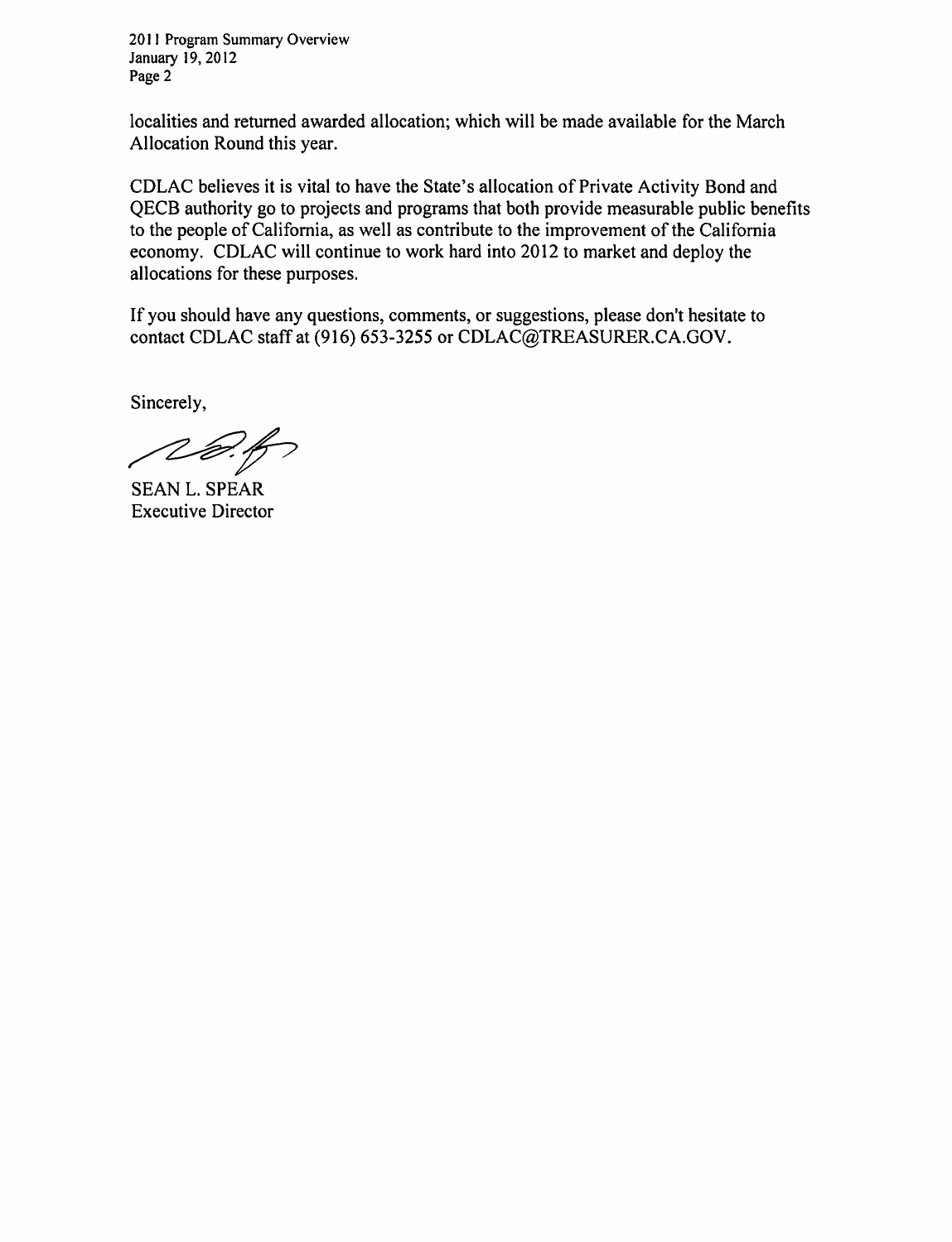localities and returned awarded allocation; which will be made available for the March Allocation Round this year.

CDLAC believes it is vital to have the State's allocation of Private Activity Bond and QECB authority go to projects and programs that both provide measurable public benefits to the people of California, as well as contribute to the improvement of the California economy. CDLAC will continue to work hard into 2012 to market and deploy the allocations for these purposes.

If you should have any questions, comments, or suggestions, please don't hesitate to contact CDLAC staff at (916) 653-3255 or CDLAC@TREASURER.CA.GOV.

Sincerely,

SEAN L. SPEAR
Executive Director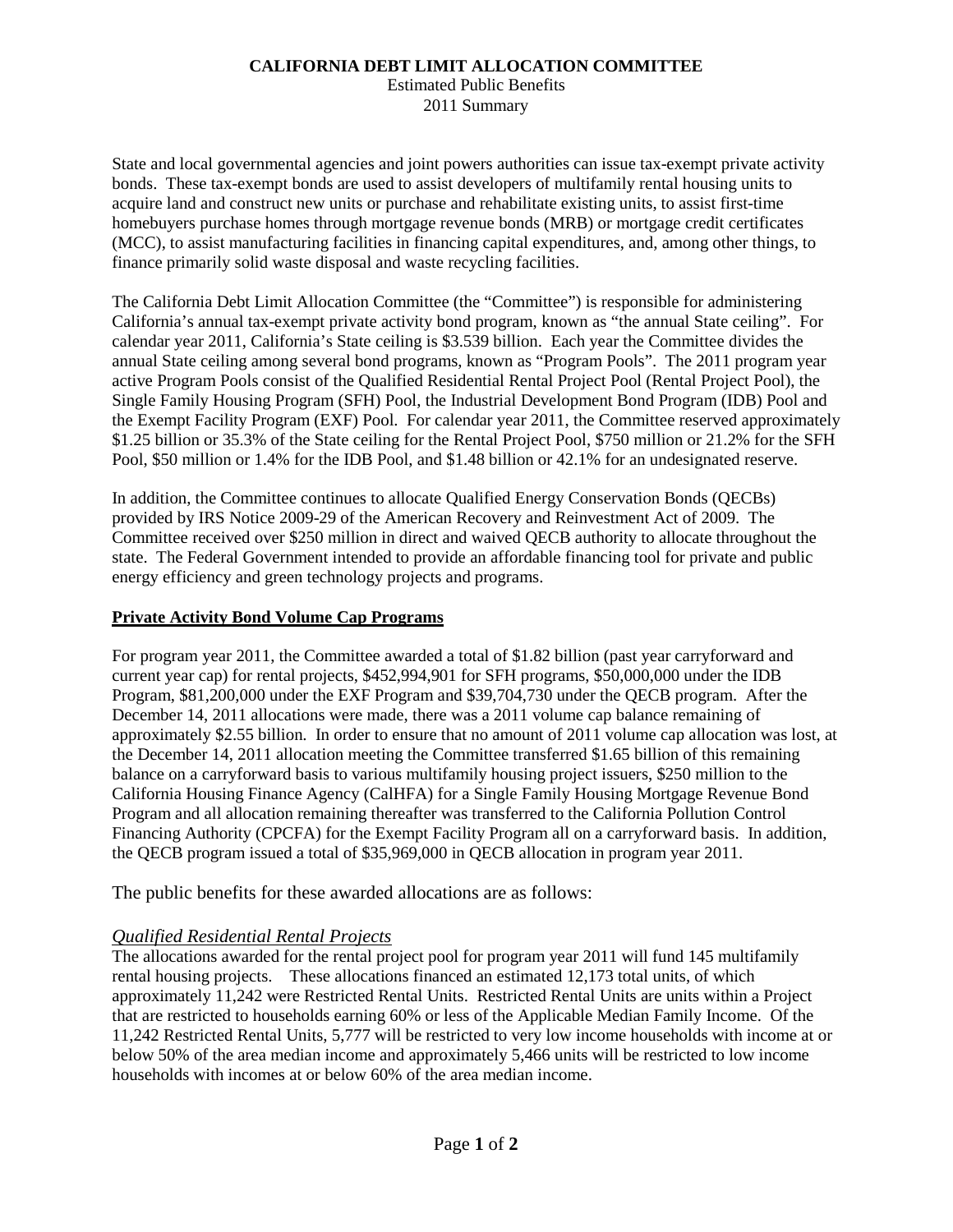**CALIFORNIA DEBT LIMIT ALLOCATION COMMITTEE**
Estimated Public Benefits
2011 Summary

State and local governmental agencies and joint powers authorities can issue tax-exempt private activity bonds. These tax-exempt bonds are used to assist developers of multifamily rental housing units to acquire land and construct new units or purchase and rehabilitate existing units, to assist first-time homebuyers purchase homes through mortgage revenue bonds (MRB) or mortgage credit certificates (MCC), to assist manufacturing facilities in financing capital expenditures, and, among other things, to finance primarily solid waste disposal and waste recycling facilities.

The California Debt Limit Allocation Committee (the "Committee") is responsible for administering California's annual tax-exempt private activity bond program, known as "the annual State ceiling". For calendar year 2011, California's State ceiling is $3.539 billion. Each year the Committee divides the annual State ceiling among several bond programs, known as "Program Pools". The 2011 program year active Program Pools consist of the Qualified Residential Rental Project Pool (Rental Project Pool), the Single Family Housing Program (SFH) Pool, the Industrial Development Bond Program (IDB) Pool and the Exempt Facility Program (EXF) Pool. For calendar year 2011, the Committee reserved approximately $1.25 billion or 35.3% of the State ceiling for the Rental Project Pool, $750 million or 21.2% for the SFH Pool, $50 million or 1.4% for the IDB Pool, and $1.48 billion or 42.1% for an undesignated reserve.

In addition, the Committee continues to allocate Qualified Energy Conservation Bonds (QECBs) provided by IRS Notice 2009-29 of the American Recovery and Reinvestment Act of 2009. The Committee received over $250 million in direct and waived QECB authority to allocate throughout the state. The Federal Government intended to provide an affordable financing tool for private and public energy efficiency and green technology projects and programs.

**Private Activity Bond Volume Cap Programs**

For program year 2011, the Committee awarded a total of $1.82 billion (past year carryforward and current year cap) for rental projects, $452,994,901 for SFH programs, $50,000,000 under the IDB Program, $81,200,000 under the EXF Program and $39,704,730 under the QECB program. After the December 14, 2011 allocations were made, there was a 2011 volume cap balance remaining of approximately $2.55 billion. In order to ensure that no amount of 2011 volume cap allocation was lost, at the December 14, 2011 allocation meeting the Committee transferred $1.65 billion of this remaining balance on a carryforward basis to various multifamily housing project issuers, $250 million to the California Housing Finance Agency (CalHFA) for a Single Family Housing Mortgage Revenue Bond Program and all allocation remaining thereafter was transferred to the California Pollution Control Financing Authority (CPCFA) for the Exempt Facility Program all on a carryforward basis. In addition, the QECB program issued a total of $35,969,000 in QECB allocation in program year 2011.

The public benefits for these awarded allocations are as follows:

*Qualified Residential Rental Projects*

The allocations awarded for the rental project pool for program year 2011 will fund 145 multifamily rental housing projects. These allocations financed an estimated 12,173 total units, of which approximately 11,242 were Restricted Rental Units. Restricted Rental Units are units within a Project that are restricted to households earning 60% or less of the Applicable Median Family Income. Of the 11,242 Restricted Rental Units, 5,777 will be restricted to very low income households with income at or below 50% of the area median income and approximately 5,466 units will be restricted to low income households with incomes at or below 60% of the area median income.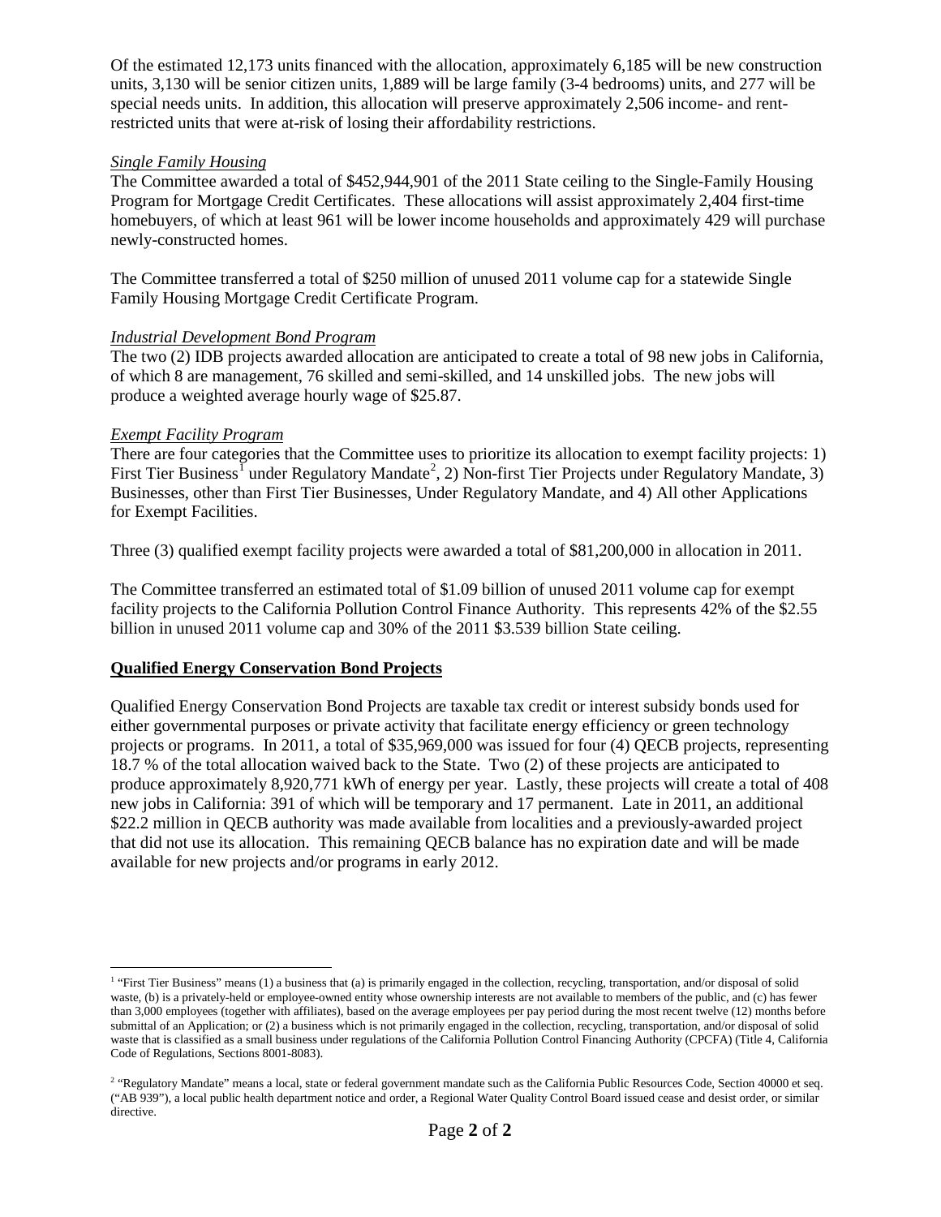Of the estimated 12,173 units financed with the allocation, approximately 6,185 will be new construction units, 3,130 will be senior citizen units, 1,889 will be large family (3-4 bedrooms) units, and 277 will be special needs units. In addition, this allocation will preserve approximately 2,506 income- and rent-restricted units that were at-risk of losing their affordability restrictions.

*Single Family Housing*

The Committee awarded a total of $452,944,901 of the 2011 State ceiling to the Single-Family Housing Program for Mortgage Credit Certificates. These allocations will assist approximately 2,404 first-time homebuyers, of which at least 961 will be lower income households and approximately 429 will purchase newly-constructed homes.

The Committee transferred a total of $250 million of unused 2011 volume cap for a statewide Single Family Housing Mortgage Credit Certificate Program.

*Industrial Development Bond Program*

The two (2) IDB projects awarded allocation are anticipated to create a total of 98 new jobs in California, of which 8 are management, 76 skilled and semi-skilled, and 14 unskilled jobs. The new jobs will produce a weighted average hourly wage of $25.87.

*Exempt Facility Program*

There are four categories that the Committee uses to prioritize its allocation to exempt facility projects: 1) First Tier Business[1] under Regulatory Mandate[2], 2) Non-first Tier Projects under Regulatory Mandate, 3) Businesses, other than First Tier Businesses, Under Regulatory Mandate, and 4) All other Applications for Exempt Facilities.

Three (3) qualified exempt facility projects were awarded a total of $81,200,000 in allocation in 2011.

The Committee transferred an estimated total of $1.09 billion of unused 2011 volume cap for exempt facility projects to the California Pollution Control Finance Authority. This represents 42% of the $2.55 billion in unused 2011 volume cap and 30% of the 2011 $3.539 billion State ceiling.

**Qualified Energy Conservation Bond Projects**

Qualified Energy Conservation Bond Projects are taxable tax credit or interest subsidy bonds used for either governmental purposes or private activity that facilitate energy efficiency or green technology projects or programs. In 2011, a total of $35,969,000 was issued for four (4) QECB projects, representing 18.7 % of the total allocation waived back to the State. Two (2) of these projects are anticipated to produce approximately 8,920,771 kWh of energy per year. Lastly, these projects will create a total of 408 new jobs in California: 391 of which will be temporary and 17 permanent. Late in 2011, an additional $22.2 million in QECB authority was made available from localities and a previously-awarded project that did not use its allocation. This remaining QECB balance has no expiration date and will be made available for new projects and/or programs in early 2012.

[1] "First Tier Business" means (1) a business that (a) is primarily engaged in the collection, recycling, transportation, and/or disposal of solid waste, (b) is a privately-held or employee-owned entity whose ownership interests are not available to members of the public, and (c) has fewer than 3,000 employees (together with affiliates), based on the average employees per pay period during the most recent twelve (12) months before submittal of an Application; or (2) a business which is not primarily engaged in the collection, recycling, transportation, and/or disposal of solid waste that is classified as a small business under regulations of the California Pollution Control Financing Authority (CPCFA) (Title 4, California Code of Regulations, Sections 8001-8083).

[2] "Regulatory Mandate" means a local, state or federal government mandate such as the California Public Resources Code, Section 40000 et seq. ("AB 939"), a local public health department notice and order, a Regional Water Quality Control Board issued cease and desist order, or similar directive.